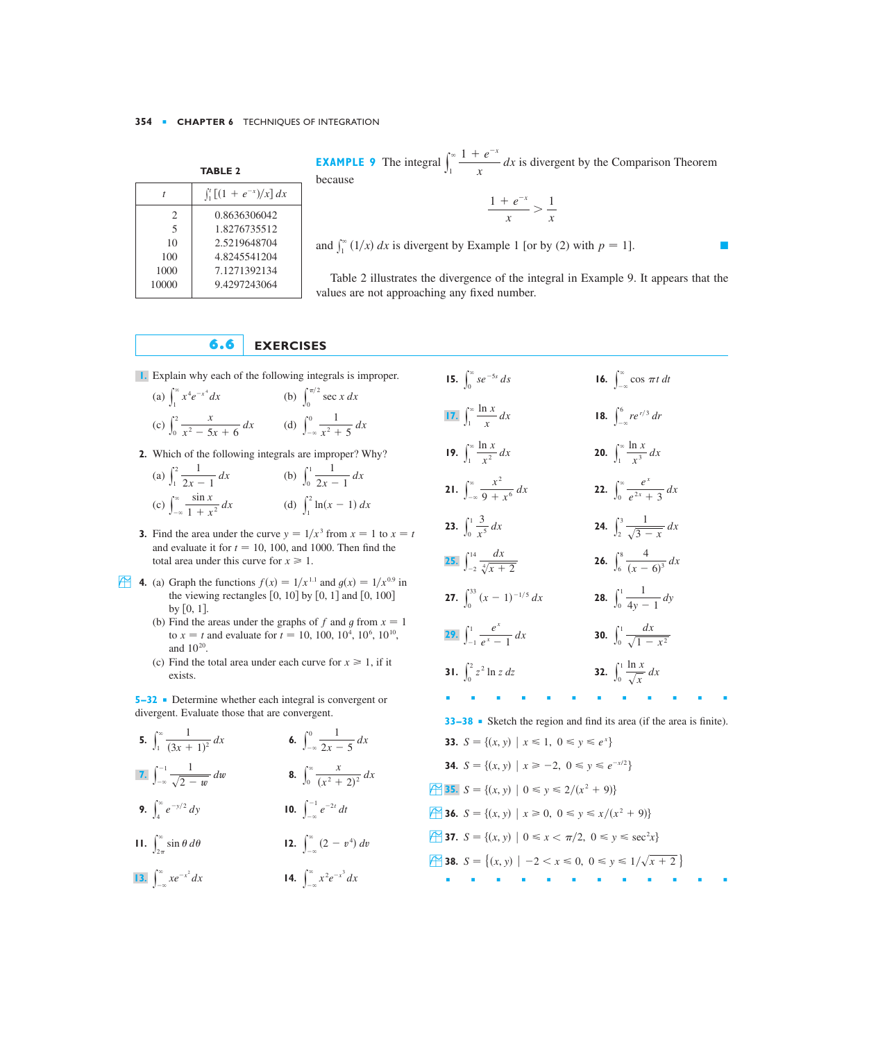**TABLE 2**

| $t$ | $\int_1^t [(1 + e^{-x})/x]\, dx$ |
|---|---|
| 2 | 0.8636306042 |
| 5 | 1.8276735512 |
| 10 | 2.5219648704 |
| 100 | 4.8245541204 |
| 1000 | 7.1271392134 |
| 10000 | 9.4297243064 |

**EXAMPLE 9** The integral $\int_1^\infty \frac{1 + e^{-x}}{x}\, dx$ is divergent by the Comparison Theorem because

$$\frac{1 + e^{-x}}{x} > \frac{1}{x}$$

and $\int_1^\infty (1/x)\, dx$ is divergent by Example 1 [or by (2) with $p = 1$]. ■

Table 2 illustrates the divergence of the integral in Example 9. It appears that the values are not approaching any fixed number.

## 6.6 EXERCISES

**1.** Explain why each of the following integrals is improper.

(a) $\int_1^\infty x^4 e^{-x^4}\, dx$  (b) $\int_0^{\pi/2} \sec x\, dx$

(c) $\int_0^2 \frac{x}{x^2 - 5x + 6}\, dx$  (d) $\int_{-\infty}^0 \frac{1}{x^2 + 5}\, dx$

**2.** Which of the following integrals are improper? Why?

(a) $\int_1^2 \frac{1}{2x - 1}\, dx$  (b) $\int_0^1 \frac{1}{2x - 1}\, dx$

(c) $\int_{-\infty}^\infty \frac{\sin x}{1 + x^2}\, dx$  (d) $\int_1^2 \ln(x - 1)\, dx$

**3.** Find the area under the curve $y = 1/x^3$ from $x = 1$ to $x = t$ and evaluate it for $t = 10$, 100, and 1000. Then find the total area under this curve for $x \geq 1$.

**4.** (a) Graph the functions $f(x) = 1/x^{1.1}$ and $g(x) = 1/x^{0.9}$ in the viewing rectangles $[0, 10]$ by $[0, 1]$ and $[0, 100]$ by $[0, 1]$.

(b) Find the areas under the graphs of $f$ and $g$ from $x = 1$ to $x = t$ and evaluate for $t = 10$, 100, $10^4$, $10^6$, $10^{10}$, and $10^{20}$.

(c) Find the total area under each curve for $x \geq 1$, if it exists.

**5–32** ■ Determine whether each integral is convergent or divergent. Evaluate those that are convergent.

**5.** $\int_1^\infty \frac{1}{(3x + 1)^2}\, dx$  **6.** $\int_{-\infty}^0 \frac{1}{2x - 5}\, dx$

**7.** $\int_{-\infty}^{-1} \frac{1}{\sqrt{2 - w}}\, dw$  **8.** $\int_0^\infty \frac{x}{(x^2 + 2)^2}\, dx$

**9.** $\int_4^\infty e^{-y/2}\, dy$  **10.** $\int_{-\infty}^{-1} e^{-2t}\, dt$

**11.** $\int_{2\pi}^\infty \sin\theta\, d\theta$  **12.** $\int_{-\infty}^\infty (2 - v^4)\, dv$

**13.** $\int_{-\infty}^\infty xe^{-x^2}\, dx$  **14.** $\int_{-\infty}^\infty x^2 e^{-x^3}\, dx$

**15.** $\int_0^\infty se^{-5s}\, ds$  **16.** $\int_{-\infty}^\infty \cos \pi t\, dt$

**17.** $\int_1^\infty \frac{\ln x}{x}\, dx$  **18.** $\int_{-\infty}^6 re^{r/3}\, dr$

**19.** $\int_1^\infty \frac{\ln x}{x^2}\, dx$  **20.** $\int_1^\infty \frac{\ln x}{x^3}\, dx$

**21.** $\int_{-\infty}^\infty \frac{x^2}{9 + x^6}\, dx$  **22.** $\int_0^\infty \frac{e^x}{e^{2x} + 3}\, dx$

**23.** $\int_0^1 \frac{3}{x^5}\, dx$  **24.** $\int_2^3 \frac{1}{\sqrt{3 - x}}\, dx$

**25.** $\int_{-2}^{14} \frac{dx}{\sqrt[4]{x + 2}}$  **26.** $\int_6^8 \frac{4}{(x - 6)^3}\, dx$

**27.** $\int_0^{33} (x - 1)^{-1/5}\, dx$  **28.** $\int_0^1 \frac{1}{4y - 1}\, dy$

**29.** $\int_{-1}^1 \frac{e^x}{e^x - 1}\, dx$  **30.** $\int_0^1 \frac{dx}{\sqrt{1 - x^2}}$

**31.** $\int_0^2 z^2 \ln z\, dz$  **32.** $\int_0^1 \frac{\ln x}{\sqrt{x}}\, dx$

**33–38** ■ Sketch the region and find its area (if the area is finite).

**33.** $S = \{(x, y) \mid x \leq 1,\ 0 \leq y \leq e^x\}$

**34.** $S = \{(x, y) \mid x \geq -2,\ 0 \leq y \leq e^{-x/2}\}$

**35.** $S = \{(x, y) \mid 0 \leq y \leq 2/(x^2 + 9)\}$

**36.** $S = \{(x, y) \mid x \geq 0,\ 0 \leq y \leq x/(x^2 + 9)\}$

**37.** $S = \{(x, y) \mid 0 \leq x < \pi/2,\ 0 \leq y \leq \sec^2 x\}$

**38.** $S = \{(x, y) \mid -2 < x \leq 0,\ 0 \leq y \leq 1/\sqrt{x + 2}\}$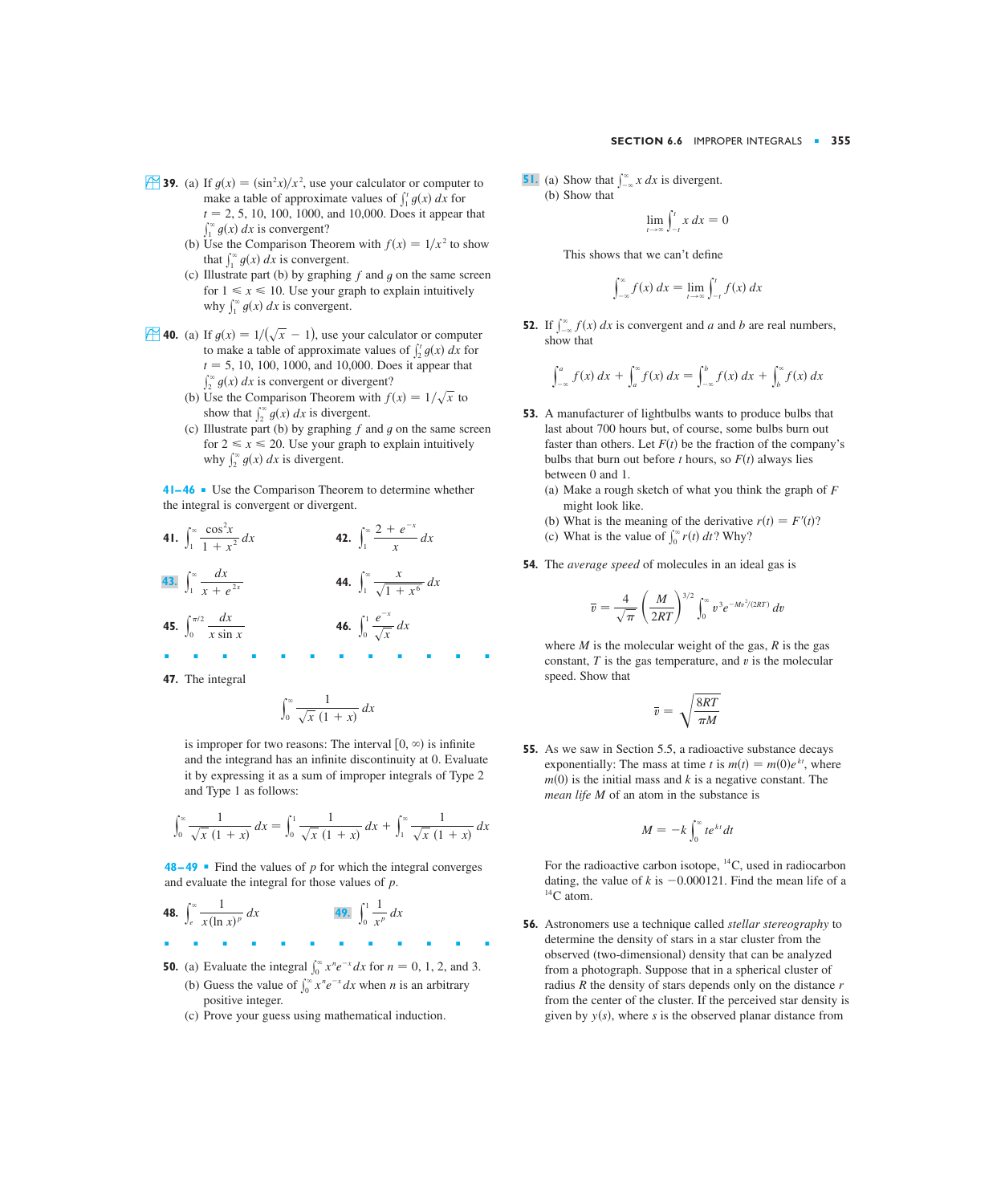**39.** (a) If $g(x) = (\sin^2 x)/x^2$, use your calculator or computer to make a table of approximate values of $\int_1^t g(x)\,dx$ for $t = 2, 5, 10, 100, 1000$, and $10{,}000$. Does it appear that $\int_1^\infty g(x)\,dx$ is convergent?

(b) Use the Comparison Theorem with $f(x) = 1/x^2$ to show that $\int_1^\infty g(x)\,dx$ is convergent.

(c) Illustrate part (b) by graphing $f$ and $g$ on the same screen for $1 \leqslant x \leqslant 10$. Use your graph to explain intuitively why $\int_1^\infty g(x)\,dx$ is convergent.

**40.** (a) If $g(x) = 1/(\sqrt{x} - 1)$, use your calculator or computer to make a table of approximate values of $\int_2^t g(x)\,dx$ for $t = 5, 10, 100, 1000$, and $10{,}000$. Does it appear that $\int_2^\infty g(x)\,dx$ is convergent or divergent?

(b) Use the Comparison Theorem with $f(x) = 1/\sqrt{x}$ to show that $\int_2^\infty g(x)\,dx$ is divergent.

(c) Illustrate part (b) by graphing $f$ and $g$ on the same screen for $2 \leqslant x \leqslant 20$. Use your graph to explain intuitively why $\int_2^\infty g(x)\,dx$ is divergent.

**41–46** ▪ Use the Comparison Theorem to determine whether the integral is convergent or divergent.

**41.** $\displaystyle\int_1^\infty \frac{\cos^2 x}{1 + x^2}\,dx$

**42.** $\displaystyle\int_1^\infty \frac{2 + e^{-x}}{x}\,dx$

**43.** $\displaystyle\int_1^\infty \frac{dx}{x + e^{2x}}$

**44.** $\displaystyle\int_1^\infty \frac{x}{\sqrt{1 + x^6}}\,dx$

**45.** $\displaystyle\int_0^{\pi/2} \frac{dx}{x \sin x}$

**46.** $\displaystyle\int_0^1 \frac{e^{-x}}{\sqrt{x}}\,dx$

**47.** The integral

$$\int_0^\infty \frac{1}{\sqrt{x}\,(1 + x)}\,dx$$

is improper for two reasons: The interval $[0, \infty)$ is infinite and the integrand has an infinite discontinuity at 0. Evaluate it by expressing it as a sum of improper integrals of Type 2 and Type 1 as follows:

$$\int_0^\infty \frac{1}{\sqrt{x}\,(1 + x)}\,dx = \int_0^1 \frac{1}{\sqrt{x}\,(1 + x)}\,dx + \int_1^\infty \frac{1}{\sqrt{x}\,(1 + x)}\,dx$$

**48–49** ▪ Find the values of $p$ for which the integral converges and evaluate the integral for those values of $p$.

**48.** $\displaystyle\int_e^\infty \frac{1}{x(\ln x)^p}\,dx$

**49.** $\displaystyle\int_0^1 \frac{1}{x^p}\,dx$

**50.** (a) Evaluate the integral $\int_0^\infty x^n e^{-x}\,dx$ for $n = 0, 1, 2$, and $3$.

(b) Guess the value of $\int_0^\infty x^n e^{-x}\,dx$ when $n$ is an arbitrary positive integer.

(c) Prove your guess using mathematical induction.

**51.** (a) Show that $\int_{-\infty}^\infty x\,dx$ is divergent.

(b) Show that

$$\lim_{t \to \infty} \int_{-t}^t x\,dx = 0$$

This shows that we can't define

$$\int_{-\infty}^\infty f(x)\,dx = \lim_{t \to \infty} \int_{-t}^t f(x)\,dx$$

**52.** If $\int_{-\infty}^\infty f(x)\,dx$ is convergent and $a$ and $b$ are real numbers, show that

$$\int_{-\infty}^a f(x)\,dx + \int_a^\infty f(x)\,dx = \int_{-\infty}^b f(x)\,dx + \int_b^\infty f(x)\,dx$$

**53.** A manufacturer of lightbulbs wants to produce bulbs that last about 700 hours but, of course, some bulbs burn out faster than others. Let $F(t)$ be the fraction of the company's bulbs that burn out before $t$ hours, so $F(t)$ always lies between 0 and 1.

(a) Make a rough sketch of what you think the graph of $F$ might look like.

(b) What is the meaning of the derivative $r(t) = F'(t)$?

(c) What is the value of $\int_0^\infty r(t)\,dt$? Why?

**54.** The *average speed* of molecules in an ideal gas is

$$\bar{v} = \frac{4}{\sqrt{\pi}} \left(\frac{M}{2RT}\right)^{3/2} \int_0^\infty v^3 e^{-Mv^2/(2RT)}\,dv$$

where $M$ is the molecular weight of the gas, $R$ is the gas constant, $T$ is the gas temperature, and $v$ is the molecular speed. Show that

$$\bar{v} = \sqrt{\frac{8RT}{\pi M}}$$

**55.** As we saw in Section 5.5, a radioactive substance decays exponentially: The mass at time $t$ is $m(t) = m(0)e^{kt}$, where $m(0)$ is the initial mass and $k$ is a negative constant. The *mean life* $M$ of an atom in the substance is

$$M = -k \int_0^\infty t e^{kt}\,dt$$

For the radioactive carbon isotope, ${}^{14}C$, used in radiocarbon dating, the value of $k$ is $-0.000121$. Find the mean life of a ${}^{14}C$ atom.

**56.** Astronomers use a technique called *stellar stereography* to determine the density of stars in a star cluster from the observed (two-dimensional) density that can be analyzed from a photograph. Suppose that in a spherical cluster of radius $R$ the density of stars depends only on the distance $r$ from the center of the cluster. If the perceived star density is given by $y(s)$, where $s$ is the observed planar distance from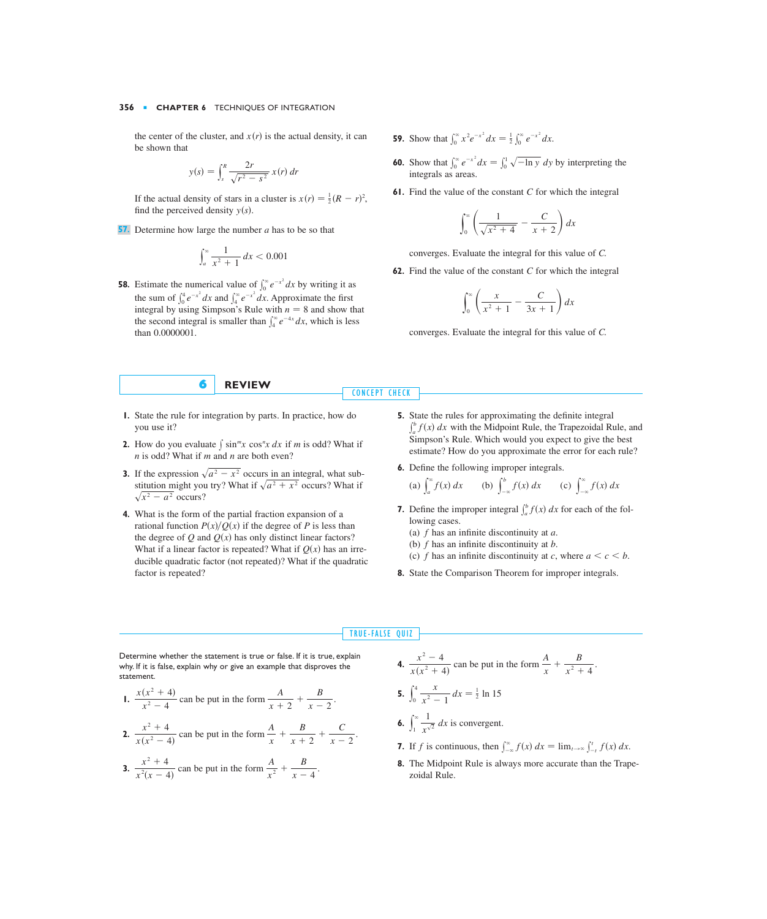the center of the cluster, and $x(r)$ is the actual density, it can be shown that

$$y(s) = \int_s^R \frac{2r}{\sqrt{r^2 - s^2}}\, x(r)\, dr$$

If the actual density of stars in a cluster is $x(r) = \frac{1}{2}(R - r)^2$, find the perceived density $y(s)$.

**57.** Determine how large the number $a$ has to be so that

$$\int_a^\infty \frac{1}{x^2 + 1}\, dx < 0.001$$

**58.** Estimate the numerical value of $\int_0^\infty e^{-x^2} dx$ by writing it as the sum of $\int_0^4 e^{-x^2} dx$ and $\int_4^\infty e^{-x^2} dx$. Approximate the first integral by using Simpson's Rule with $n = 8$ and show that the second integral is smaller than $\int_4^\infty e^{-4x} dx$, which is less than 0.0000001.

**59.** Show that $\int_0^\infty x^2 e^{-x^2} dx = \frac{1}{2} \int_0^\infty e^{-x^2} dx$.

**60.** Show that $\int_0^\infty e^{-x^2} dx = \int_0^1 \sqrt{-\ln y}\, dy$ by interpreting the integrals as areas.

**61.** Find the value of the constant $C$ for which the integral

$$\int_0^\infty \left( \frac{1}{\sqrt{x^2 + 4}} - \frac{C}{x + 2} \right) dx$$

converges. Evaluate the integral for this value of $C$.

**62.** Find the value of the constant $C$ for which the integral

$$\int_0^\infty \left( \frac{x}{x^2 + 1} - \frac{C}{3x + 1} \right) dx$$

converges. Evaluate the integral for this value of $C$.

# 6 REVIEW

## CONCEPT CHECK

**1.** State the rule for integration by parts. In practice, how do you use it?

**2.** How do you evaluate $\int \sin^m x \cos^n x\, dx$ if $m$ is odd? What if $n$ is odd? What if $m$ and $n$ are both even?

**3.** If the expression $\sqrt{a^2 - x^2}$ occurs in an integral, what substitution might you try? What if $\sqrt{a^2 + x^2}$ occurs? What if $\sqrt{x^2 - a^2}$ occurs?

**4.** What is the form of the partial fraction expansion of a rational function $P(x)/Q(x)$ if the degree of $P$ is less than the degree of $Q$ and $Q(x)$ has only distinct linear factors? What if a linear factor is repeated? What if $Q(x)$ has an irreducible quadratic factor (not repeated)? What if the quadratic factor is repeated?

**5.** State the rules for approximating the definite integral $\int_a^b f(x)\, dx$ with the Midpoint Rule, the Trapezoidal Rule, and Simpson's Rule. Which would you expect to give the best estimate? How do you approximate the error for each rule?

**6.** Define the following improper integrals.

(a) $\int_a^\infty f(x)\, dx$ (b) $\int_{-\infty}^b f(x)\, dx$ (c) $\int_{-\infty}^\infty f(x)\, dx$

**7.** Define the improper integral $\int_a^b f(x)\, dx$ for each of the following cases.

(a) $f$ has an infinite discontinuity at $a$.
(b) $f$ has an infinite discontinuity at $b$.
(c) $f$ has an infinite discontinuity at $c$, where $a < c < b$.

**8.** State the Comparison Theorem for improper integrals.

## TRUE-FALSE QUIZ

Determine whether the statement is true or false. If it is true, explain why. If it is false, explain why or give an example that disproves the statement.

**1.** $\dfrac{x(x^2 + 4)}{x^2 - 4}$ can be put in the form $\dfrac{A}{x + 2} + \dfrac{B}{x - 2}$.

**2.** $\dfrac{x^2 + 4}{x(x^2 - 4)}$ can be put in the form $\dfrac{A}{x} + \dfrac{B}{x + 2} + \dfrac{C}{x - 2}$.

**3.** $\dfrac{x^2 + 4}{x^2(x - 4)}$ can be put in the form $\dfrac{A}{x^2} + \dfrac{B}{x - 4}$.

**4.** $\dfrac{x^2 - 4}{x(x^2 + 4)}$ can be put in the form $\dfrac{A}{x} + \dfrac{B}{x^2 + 4}$.

**5.** $\displaystyle\int_0^4 \frac{x}{x^2 - 1}\, dx = \frac{1}{2} \ln 15$

**6.** $\displaystyle\int_1^\infty \frac{1}{x^{\sqrt{2}}}\, dx$ is convergent.

**7.** If $f$ is continuous, then $\int_{-\infty}^\infty f(x)\, dx = \lim_{t \to \infty} \int_{-t}^t f(x)\, dx$.

**8.** The Midpoint Rule is always more accurate than the Trapezoidal Rule.